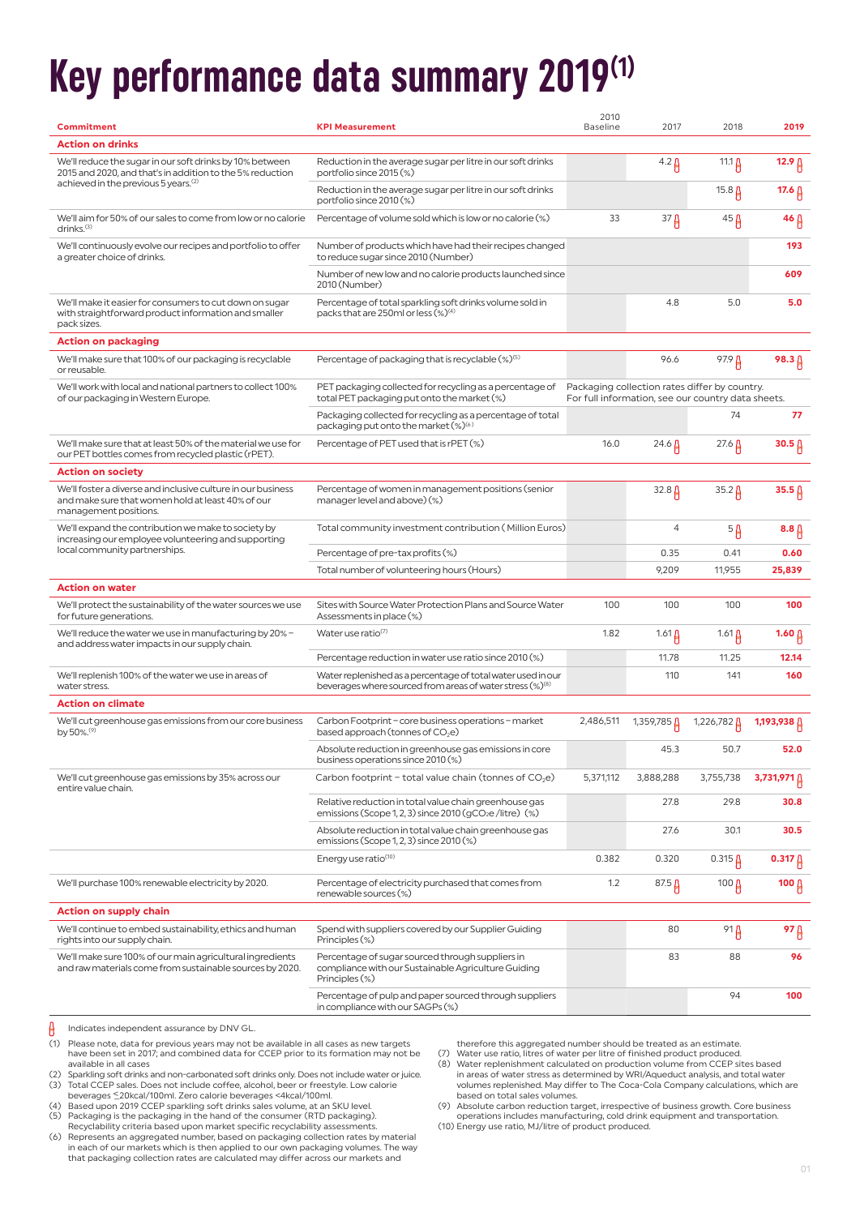# Key performance data summary 2019[1]

| Commitment | KPI Measurement | 2010 Baseline | 2017 | 2018 | 2019 |
|---|---|---|---|---|---|
| **Action on drinks** | | | | | |
| We'll reduce the sugar in our soft drinks by 10% between 2015 and 2020, and that's in addition to the 5% reduction achieved in the previous 5 years.[2] | Reduction in the average sugar per litre in our soft drinks portfolio since 2015 (%) | | 4.2 ✓ | 11.1 ✓ | **12.9** ✓ |
| | Reduction in the average sugar per litre in our soft drinks portfolio since 2010 (%) | | | 15.8 ✓ | **17.6** ✓ |
| We'll aim for 50% of our sales to come from low or no calorie drinks.[3] | Percentage of volume sold which is low or no calorie (%) | 33 | 37 ✓ | 45 ✓ | **46** ✓ |
| We'll continuously evolve our recipes and portfolio to offer a greater choice of drinks. | Number of products which have had their recipes changed to reduce sugar since 2010 (Number) | | | | **193** |
| | Number of new low and no calorie products launched since 2010 (Number) | | | | **609** |
| We'll make it easier for consumers to cut down on sugar with straightforward product information and smaller pack sizes. | Percentage of total sparkling soft drinks volume sold in packs that are 250ml or less (%)[4] | | 4.8 | 5.0 | **5.0** |
| **Action on packaging** | | | | | |
| We'll make sure that 100% of our packaging is recyclable or reusable. | Percentage of packaging that is recyclable (%)[5] | | 96.6 | 97.9 ✓ | **98.3** ✓ |
| We'll work with local and national partners to collect 100% of our packaging in Western Europe. | PET packaging collected for recycling as a percentage of total PET packaging put onto the market (%) | Packaging collection rates differ by country. For full information, see our country data sheets. | | | |
| | Packaging collected for recycling as a percentage of total packaging put onto the market (%)[6] | | | 74 | **77** |
| We'll make sure that at least 50% of the material we use for our PET bottles comes from recycled plastic (rPET). | Percentage of PET used that is rPET (%) | 16.0 | 24.6 ✓ | 27.6 ✓ | **30.5** ✓ |
| **Action on society** | | | | | |
| We'll foster a diverse and inclusive culture in our business and make sure that women hold at least 40% of our management positions. | Percentage of women in management positions (senior manager level and above) (%) | | 32.8 ✓ | 35.2 ✓ | **35.5** ✓ |
| We'll expand the contribution we make to society by increasing our employee volunteering and supporting local community partnerships. | Total community investment contribution (Million Euros) | | 4 | 5 ✓ | **8.8** ✓ |
| | Percentage of pre-tax profits (%) | | 0.35 | 0.41 | **0.60** |
| | Total number of volunteering hours (Hours) | | 9,209 | 11,955 | **25,839** |
| **Action on water** | | | | | |
| We'll protect the sustainability of the water sources we use for future generations. | Sites with Source Water Protection Plans and Source Water Assessments in place (%) | 100 | 100 | 100 | **100** |
| We'll reduce the water we use in manufacturing by 20% – and address water impacts in our supply chain. | Water use ratio[7] | 1.82 | 1.61 ✓ | 1.61 ✓ | **1.60** ✓ |
| | Percentage reduction in water use ratio since 2010 (%) | | 11.78 | 11.25 | **12.14** |
| We'll replenish 100% of the water we use in areas of water stress. | Water replenished as a percentage of total water used in our beverages where sourced from areas of water stress (%)[8] | | 110 | 141 | **160** |
| **Action on climate** | | | | | |
| We'll cut greenhouse gas emissions from our core business by 50%.[9] | Carbon Footprint – core business operations – market based approach (tonnes of $CO_2e$) | 2,486,511 | 1,359,785 ✓ | 1,226,782 ✓ | **1,193,938** ✓ |
| | Absolute reduction in greenhouse gas emissions in core business operations since 2010 (%) | | 45.3 | 50.7 | **52.0** |
| We'll cut greenhouse gas emissions by 35% across our entire value chain. | Carbon footprint – total value chain (tonnes of $CO_2e$) | 5,371,112 | 3,888,288 | 3,755,738 | **3,731,971** ✓ |
| | Relative reduction in total value chain greenhouse gas emissions (Scope 1, 2, 3) since 2010 (g$CO_2e$/litre) (%) | | 27.8 | 29.8 | **30.8** |
| | Absolute reduction in total value chain greenhouse gas emissions (Scope 1, 2, 3) since 2010 (%) | | 27.6 | 30.1 | **30.5** |
| | Energy use ratio[10] | 0.382 | 0.320 | 0.315 ✓ | **0.317** ✓ |
| We'll purchase 100% renewable electricity by 2020. | Percentage of electricity purchased that comes from renewable sources (%) | 1.2 | 87.5 ✓ | 100 ✓ | **100** ✓ |
| **Action on supply chain** | | | | | |
| We'll continue to embed sustainability, ethics and human rights into our supply chain. | Spend with suppliers covered by our Supplier Guiding Principles (%) | | 80 | 91 ✓ | **97** ✓ |
| We'll make sure 100% of our main agricultural ingredients and raw materials come from sustainable sources by 2020. | Percentage of sugar sourced through suppliers in compliance with our Sustainable Agriculture Guiding Principles (%) | | 83 | 88 | **96** |
| | Percentage of pulp and paper sourced through suppliers in compliance with our SAGPs (%) | | | 94 | **100** |

✓ Indicates independent assurance by DNV GL.

(1) Please note, data for previous years may not be available in all cases as new targets have been set in 2017; and combined data for CCEP prior to its formation may not be available in all cases
(2) Sparkling soft drinks and non-carbonated soft drinks only. Does not include water or juice.
(3) Total CCEP sales. Does not include coffee, alcohol, beer or freestyle. Low calorie beverages ≤20kcal/100ml. Zero calorie beverages <4kcal/100ml.
(4) Based upon 2019 CCEP sparkling soft drinks sales volume, at an SKU level.
(5) Packaging is the packaging in the hand of the consumer (RTD packaging). Recyclability criteria based upon market specific recyclability assessments.
(6) Represents an aggregated number, based on packaging collection rates by material in each of our markets which is then applied to our own packaging volumes. The way that packaging collection rates are calculated may differ across our markets and therefore this aggregated number should be treated as an estimate.
(7) Water use ratio, litres of water per litre of finished product produced.
(8) Water replenishment calculated on production volume from CCEP sites based in areas of water stress as determined by WRI/Aqueduct analysis, and total water volumes replenished. May differ to The Coca-Cola Company calculations, which are based on total sales volumes.
(9) Absolute carbon reduction target, irrespective of business growth. Core business operations include manufacturing, cold drink equipment and transportation.
(10) Energy use ratio, MJ/litre of product produced.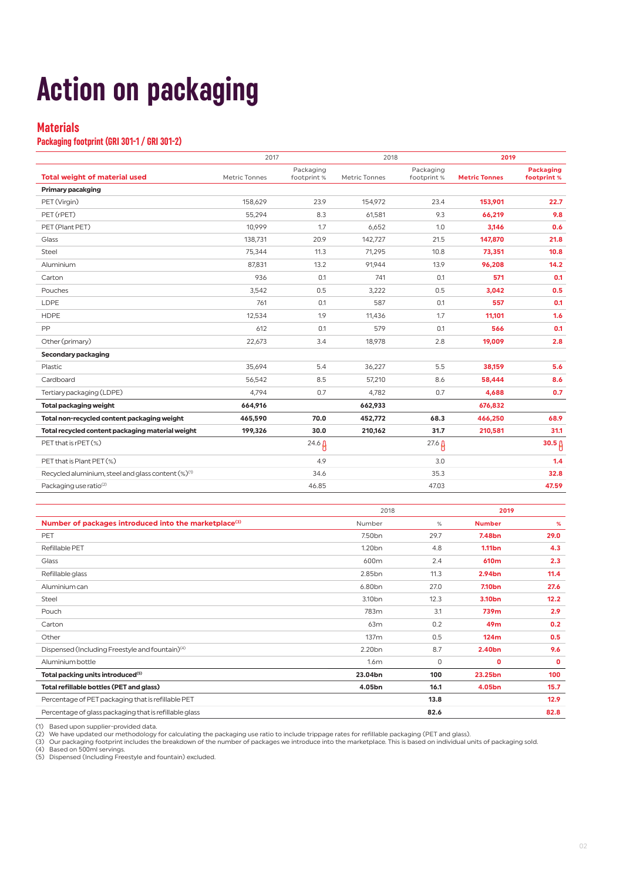# Action on packaging

## Materials

### Packaging footprint (GRI 301-1 / GRI 301-2)

| | 2017 | | 2018 | | 2019 | |
|---|---|---|---|---|---|---|
| **Total weight of material used** | Metric Tonnes | Packaging footprint % | Metric Tonnes | Packaging footprint % | **Metric Tonnes** | **Packaging footprint %** |
| **Primary packaging** | | | | | | |
| PET (Virgin) | 158,629 | 23.9 | 154,972 | 23.4 | **153,901** | **22.7** |
| PET (rPET) | 55,294 | 8.3 | 61,581 | 9.3 | **66,219** | **9.8** |
| PET (Plant PET) | 10,999 | 1.7 | 6,652 | 1.0 | **3,146** | **0.6** |
| Glass | 138,731 | 20.9 | 142,727 | 21.5 | **147,870** | **21.8** |
| Steel | 75,344 | 11.3 | 71,295 | 10.8 | **73,351** | **10.8** |
| Aluminium | 87,831 | 13.2 | 91,944 | 13.9 | **96,208** | **14.2** |
| Carton | 936 | 0.1 | 741 | 0.1 | **571** | **0.1** |
| Pouches | 3,542 | 0.5 | 3,222 | 0.5 | **3,042** | **0.5** |
| LDPE | 761 | 0.1 | 587 | 0.1 | **557** | **0.1** |
| HDPE | 12,534 | 1.9 | 11,436 | 1.7 | **11,101** | **1.6** |
| PP | 612 | 0.1 | 579 | 0.1 | **566** | **0.1** |
| Other (primary) | 22,673 | 3.4 | 18,978 | 2.8 | **19,009** | **2.8** |
| **Secondary packaging** | | | | | | |
| Plastic | 35,694 | 5.4 | 36,227 | 5.5 | **38,159** | **5.6** |
| Cardboard | 56,542 | 8.5 | 57,210 | 8.6 | **58,444** | **8.6** |
| Tertiary packaging (LDPE) | 4,794 | 0.7 | 4,782 | 0.7 | **4,688** | **0.7** |
| **Total packaging weight** | **664,916** | | **662,933** | | **676,832** | |
| **Total non-recycled content packaging weight** | **465,590** | **70.0** | **452,772** | **68.3** | **466,250** | **68.9** |
| **Total recycled content packaging material weight** | **199,326** | **30.0** | **210,162** | **31.7** | **210,581** | **31.1** |
| PET that is rPET (%) | | 24.6 | | 27.6 | | **30.5** |
| PET that is Plant PET (%) | | 4.9 | | 3.0 | | **1.4** |
| Recycled aluminium, steel and glass content (%)[1] | | 34.6 | | 35.3 | | **32.8** |
| Packaging use ratio[2] | | 46.85 | | 47.03 | | **47.59** |

| | 2018 | | 2019 | |
|---|---|---|---|---|
| **Number of packages introduced into the marketplace[3]** | Number | % | **Number** | **%** |
| PET | 7.50bn | 29.7 | **7.48bn** | **29.0** |
| Refillable PET | 1.20bn | 4.8 | **1.11bn** | **4.3** |
| Glass | 600m | 2.4 | **610m** | **2.3** |
| Refillable glass | 2.85bn | 11.3 | **2.94bn** | **11.4** |
| Aluminium can | 6.80bn | 27.0 | **7.10bn** | **27.6** |
| Steel | 3.10bn | 12.3 | **3.10bn** | **12.2** |
| Pouch | 783m | 3.1 | **739m** | **2.9** |
| Carton | 63m | 0.2 | **49m** | **0.2** |
| Other | 137m | 0.5 | **124m** | **0.5** |
| Dispensed (Including Freestyle and fountain)[4] | 2.20bn | 8.7 | **2.40bn** | **9.6** |
| Aluminium bottle | 1.6m | 0 | **0** | **0** |
| **Total packing units introduced[5]** | **23.04bn** | **100** | **23.25bn** | **100** |
| **Total refillable bottles (PET and glass)** | **4.05bn** | **16.1** | **4.05bn** | **15.7** |
| Percentage of PET packaging that is refillable PET | | **13.8** | | **12.9** |
| Percentage of glass packaging that is refillable glass | | **82.6** | | **82.8** |

(1) Based upon supplier-provided data.
(2) We have updated our methodology for calculating the packaging use ratio to include trippage rates for refillable packaging (PET and glass).
(3) Our packaging footprint includes the breakdown of the number of packages we introduce into the marketplace. This is based on individual units of packaging sold.
(4) Based on 500ml servings.
(5) Dispensed (Including Freestyle and fountain) excluded.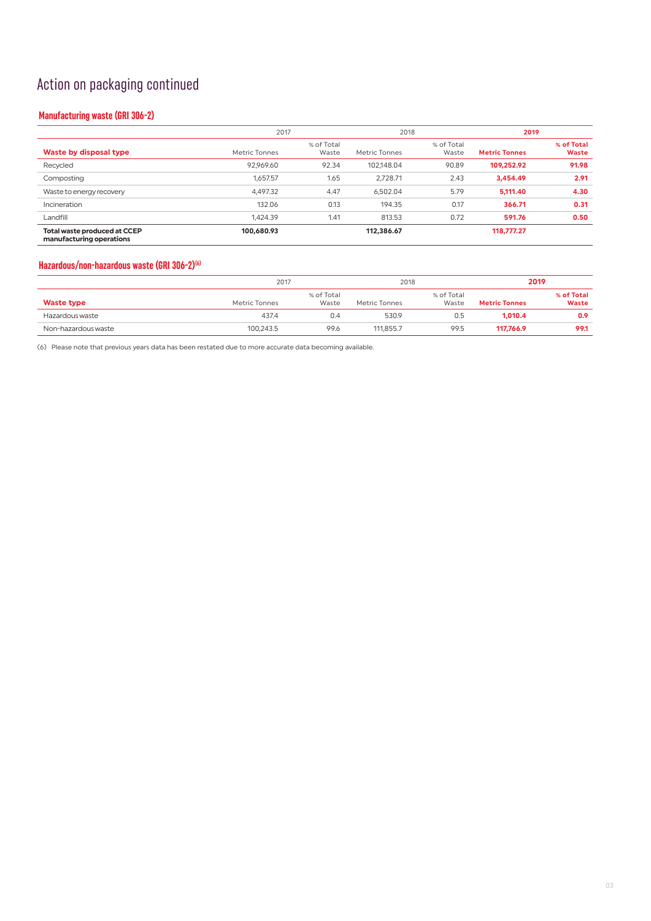# Action on packaging continued

## Manufacturing waste (GRI 306-2)

| Waste by disposal type | 2017 Metric Tonnes | 2017 % of Total Waste | 2018 Metric Tonnes | 2018 % of Total Waste | **2019 Metric Tonnes** | **2019 % of Total Waste** |
|---|---|---|---|---|---|---|
| Recycled | 92,969.60 | 92.34 | 102,148.04 | 90.89 | **109,252.92** | **91.98** |
| Composting | 1,657.57 | 1.65 | 2,728.71 | 2.43 | **3,454.49** | **2.91** |
| Waste to energy recovery | 4,497.32 | 4.47 | 6,502.04 | 5.79 | **5,111.40** | **4.30** |
| Incineration | 132.06 | 0.13 | 194.35 | 0.17 | **366.71** | **0.31** |
| Landfill | 1,424.39 | 1.41 | 813.53 | 0.72 | **591.76** | **0.50** |
| **Total waste produced at CCEP manufacturing operations** | **100,680.93** | | **112,386.67** | | **118,777.27** | |

## Hazardous/non-hazardous waste (GRI 306-2)(6)

| Waste type | 2017 Metric Tonnes | 2017 % of Total Waste | 2018 Metric Tonnes | 2018 % of Total Waste | **2019 Metric Tonnes** | **2019 % of Total Waste** |
|---|---|---|---|---|---|---|
| Hazardous waste | 437.4 | 0.4 | 530.9 | 0.5 | **1,010.4** | **0.9** |
| Non-hazardous waste | 100,243.5 | 99.6 | 111,855.7 | 99.5 | **117,766.9** | **99.1** |

(6) Please note that previous years data has been restated due to more accurate data becoming available.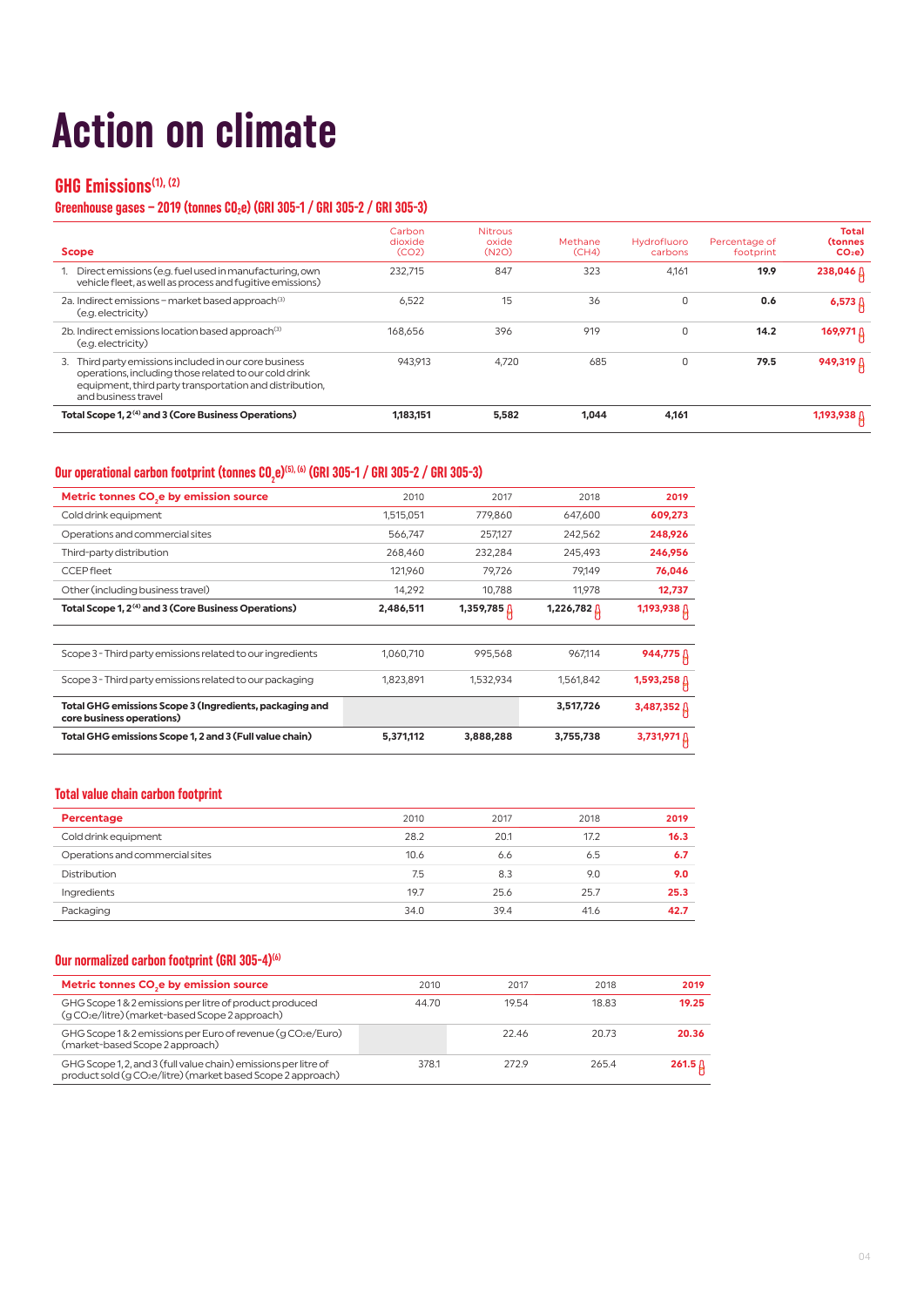# Action on climate

## GHG Emissions[1], [2]

### Greenhouse gases – 2019 (tonnes $CO_2e$) (GRI 305-1 / GRI 305-2 / GRI 305-3)

| Scope | Carbon dioxide (CO2) | Nitrous oxide (N2O) | Methane (CH4) | Hydrofluoro carbons | Percentage of footprint | Total (tonnes CO₂e) |
|---|---|---|---|---|---|---|
| 1. Direct emissions (e.g. fuel used in manufacturing, own vehicle fleet, as well as process and fugitive emissions) | 232,715 | 847 | 323 | 4,161 | **19.9** | **238,046** |
| 2a. Indirect emissions – market based approach[3] (e.g. electricity) | 6,522 | 15 | 36 | 0 | **0.6** | **6,573** |
| 2b. Indirect emissions location based approach[3] (e.g. electricity) | 168,656 | 396 | 919 | 0 | **14.2** | **169,971** |
| 3. Third party emissions included in our core business operations, including those related to our cold drink equipment, third party transportation and distribution, and business travel | 943,913 | 4,720 | 685 | 0 | **79.5** | **949,319** |
| **Total Scope 1, 2[4] and 3 (Core Business Operations)** | **1,183,151** | **5,582** | **1,044** | **4,161** | | **1,193,938** |

### Our operational carbon footprint (tonnes $CO_2e$)[5], [6] (GRI 305-1 / GRI 305-2 / GRI 305-3)

| Metric tonnes $CO_2e$ by emission source | 2010 | 2017 | 2018 | 2019 |
|---|---|---|---|---|
| Cold drink equipment | 1,515,051 | 779,860 | 647,600 | **609,273** |
| Operations and commercial sites | 566,747 | 257,127 | 242,562 | **248,926** |
| Third-party distribution | 268,460 | 232,284 | 245,493 | **246,956** |
| CCEP fleet | 121,960 | 79,726 | 79,149 | **76,046** |
| Other (including business travel) | 14,292 | 10,788 | 11,978 | **12,737** |
| **Total Scope 1, 2[4] and 3 (Core Business Operations)** | **2,486,511** | **1,359,785** | **1,226,782** | **1,193,938** |
| Scope 3 - Third party emissions related to our ingredients | 1,060,710 | 995,568 | 967,114 | **944,775** |
| Scope 3 - Third party emissions related to our packaging | 1,823,891 | 1,532,934 | 1,561,842 | **1,593,258** |
| **Total GHG emissions Scope 3 (Ingredients, packaging and core business operations)** | | | **3,517,726** | **3,487,352** |
| **Total GHG emissions Scope 1, 2 and 3 (Full value chain)** | **5,371,112** | **3,888,288** | **3,755,738** | **3,731,971** |

### Total value chain carbon footprint

| Percentage | 2010 | 2017 | 2018 | 2019 |
|---|---|---|---|---|
| Cold drink equipment | 28.2 | 20.1 | 17.2 | **16.3** |
| Operations and commercial sites | 10.6 | 6.6 | 6.5 | **6.7** |
| Distribution | 7.5 | 8.3 | 9.0 | **9.0** |
| Ingredients | 19.7 | 25.6 | 25.7 | **25.3** |
| Packaging | 34.0 | 39.4 | 41.6 | **42.7** |

### Our normalized carbon footprint (GRI 305-4)[6]

| Metric tonnes $CO_2e$ by emission source | 2010 | 2017 | 2018 | 2019 |
|---|---|---|---|---|
| GHG Scope 1 & 2 emissions per litre of product produced (g CO₂e/litre) (market-based Scope 2 approach) | 44.70 | 19.54 | 18.83 | **19.25** |
| GHG Scope 1 & 2 emissions per Euro of revenue (g CO₂e/Euro) (market-based Scope 2 approach) | | 22.46 | 20.73 | **20.36** |
| GHG Scope 1, 2, and 3 (full value chain) emissions per litre of product sold (g CO₂e/litre) (market based Scope 2 approach) | 378.1 | 272.9 | 265.4 | **261.5** |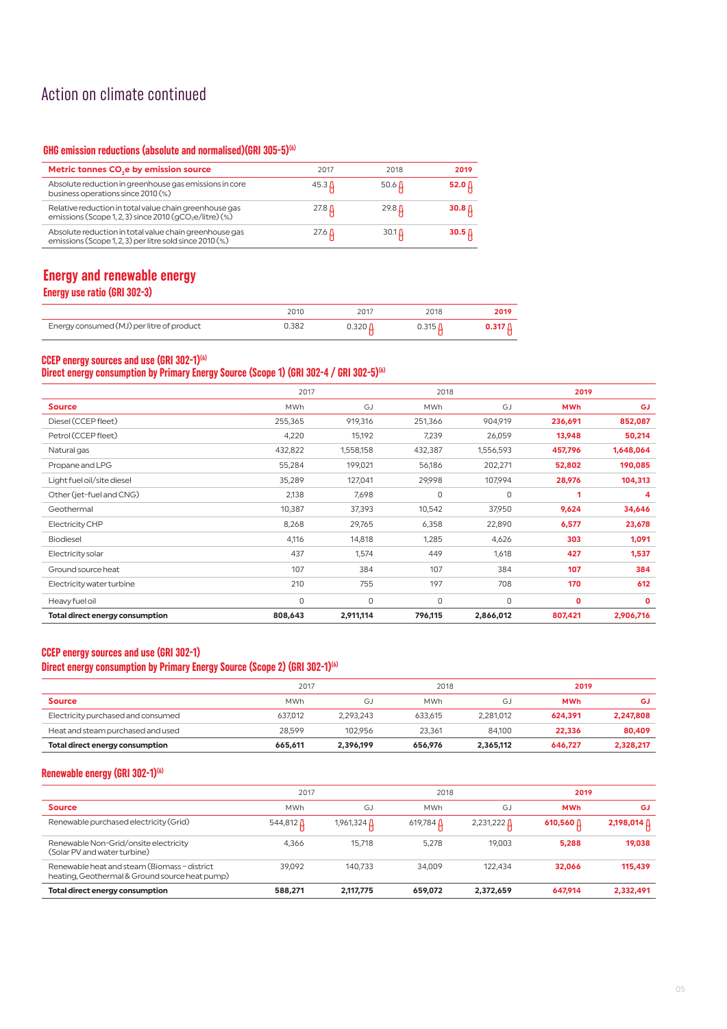# Action on climate continued

### GHG emission reductions (absolute and normalised)(GRI 305-5)[6]

| Metric tonnes $CO_2$e by emission source | 2017 | 2018 | 2019 |
|---|---|---|---|
| Absolute reduction in greenhouse gas emissions in core business operations since 2010 (%) | 45.3 | 50.6 | **52.0** |
| Relative reduction in total value chain greenhouse gas emissions (Scope 1, 2, 3) since 2010 ($gCO_2e$/litre) (%) | 27.8 | 29.8 | **30.8** |
| Absolute reduction in total value chain greenhouse gas emissions (Scope 1, 2, 3) per litre sold since 2010 (%) | 27.6 | 30.1 | **30.5** |

## Energy and renewable energy

### Energy use ratio (GRI 302-3)

| | 2010 | 2017 | 2018 | 2019 |
|---|---|---|---|---|
| Energy consumed (MJ) per litre of product | 0.382 | 0.320 | 0.315 | **0.317** |

### CCEP energy sources and use (GRI 302-1)[6]
### Direct energy consumption by Primary Energy Source (Scope 1) (GRI 302-4 / GRI 302-5)[6]

| | 2017 | | 2018 | | 2019 | |
|---|---|---|---|---|---|---|
| **Source** | MWh | GJ | MWh | GJ | **MWh** | **GJ** |
| Diesel (CCEP fleet) | 255,365 | 919,316 | 251,366 | 904,919 | **236,691** | **852,087** |
| Petrol (CCEP fleet) | 4,220 | 15,192 | 7,239 | 26,059 | **13,948** | **50,214** |
| Natural gas | 432,822 | 1,558,158 | 432,387 | 1,556,593 | **457,796** | **1,648,064** |
| Propane and LPG | 55,284 | 199,021 | 56,186 | 202,271 | **52,802** | **190,085** |
| Light fuel oil/site diesel | 35,289 | 127,041 | 29,998 | 107,994 | **28,976** | **104,313** |
| Other (jet-fuel and CNG) | 2,138 | 7,698 | 0 | 0 | **1** | **4** |
| Geothermal | 10,387 | 37,393 | 10,542 | 37,950 | **9,624** | **34,646** |
| Electricity CHP | 8,268 | 29,765 | 6,358 | 22,890 | **6,577** | **23,678** |
| Biodiesel | 4,116 | 14,818 | 1,285 | 4,626 | **303** | **1,091** |
| Electricity solar | 437 | 1,574 | 449 | 1,618 | **427** | **1,537** |
| Ground source heat | 107 | 384 | 107 | 384 | **107** | **384** |
| Electricity water turbine | 210 | 755 | 197 | 708 | **170** | **612** |
| Heavy fuel oil | 0 | 0 | 0 | 0 | **0** | **0** |
| **Total direct energy consumption** | **808,643** | **2,911,114** | **796,115** | **2,866,012** | **807,421** | **2,906,716** |

### CCEP energy sources and use (GRI 302-1)
### Direct energy consumption by Primary Energy Source (Scope 2) (GRI 302-1)[6]

| | 2017 | | 2018 | | 2019 | |
|---|---|---|---|---|---|---|
| **Source** | MWh | GJ | MWh | GJ | **MWh** | **GJ** |
| Electricity purchased and consumed | 637,012 | 2,293,243 | 633,615 | 2,281,012 | **624,391** | **2,247,808** |
| Heat and steam purchased and used | 28,599 | 102,956 | 23,361 | 84,100 | **22,336** | **80,409** |
| **Total direct energy consumption** | **665,611** | **2,396,199** | **656,976** | **2,365,112** | **646,727** | **2,328,217** |

### Renewable energy (GRI 302-1)[6]

| | 2017 | | 2018 | | 2019 | |
|---|---|---|---|---|---|---|
| **Source** | MWh | GJ | MWh | GJ | **MWh** | **GJ** |
| Renewable purchased electricity (Grid) | 544,812 | 1,961,324 | 619,784 | 2,231,222 | **610,560** | **2,198,014** |
| Renewable Non-Grid/onsite electricity (Solar PV and water turbine) | 4,366 | 15,718 | 5,278 | 19,003 | **5,288** | **19,038** |
| Renewable heat and steam (Biomass – district heating, Geothermal & Ground source heat pump) | 39,092 | 140,733 | 34,009 | 122,434 | **32,066** | **115,439** |
| **Total direct energy consumption** | **588,271** | **2,117,775** | **659,072** | **2,372,659** | **647,914** | **2,332,491** |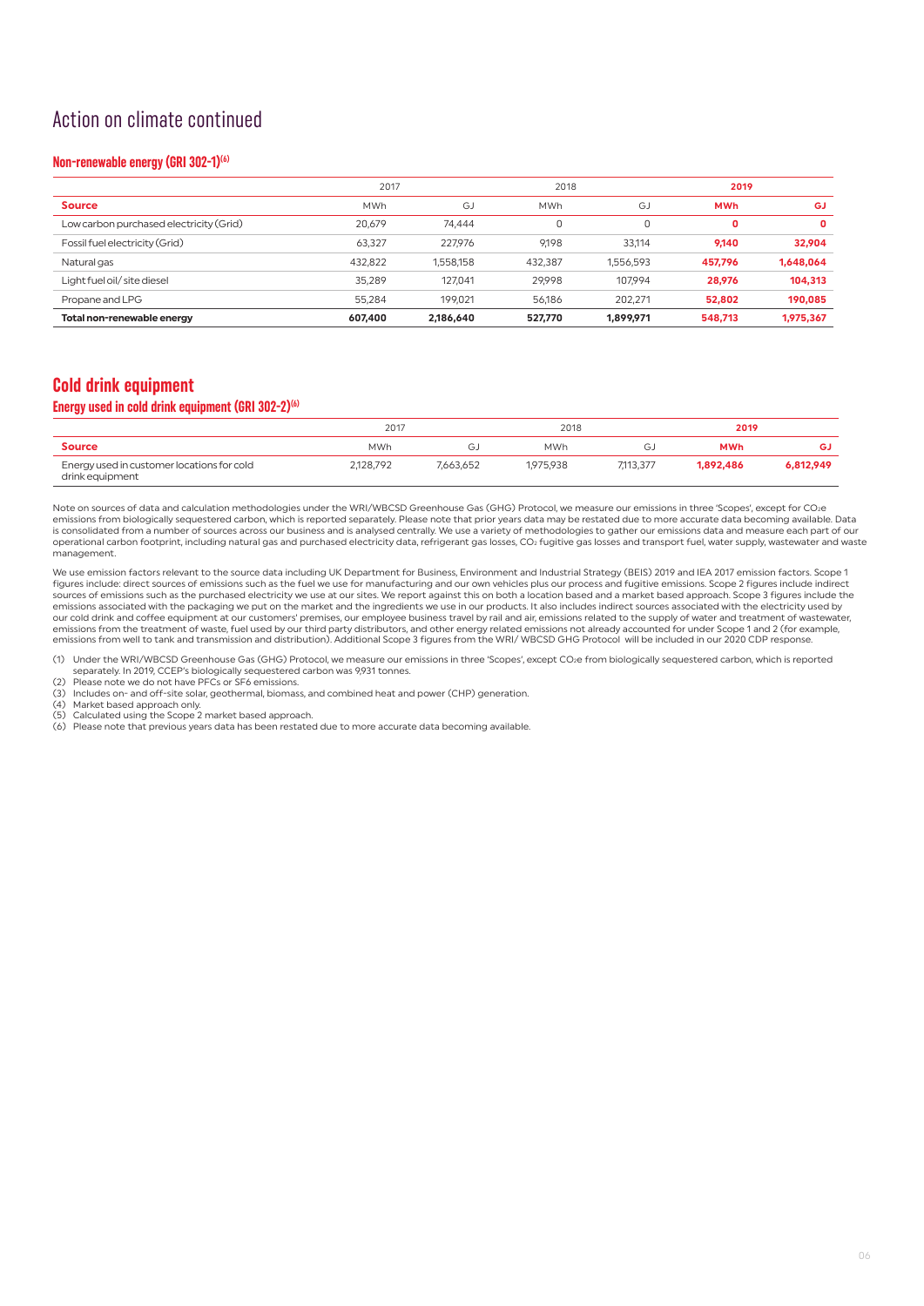# Action on climate continued

### Non-renewable energy (GRI 302-1)[6]

| | 2017 | | 2018 | | 2019 | |
|---|---|---|---|---|---|---|
| **Source** | MWh | GJ | MWh | GJ | **MWh** | **GJ** |
| Low carbon purchased electricity (Grid) | 20,679 | 74,444 | 0 | 0 | **0** | **0** |
| Fossil fuel electricity (Grid) | 63,327 | 227,976 | 9,198 | 33,114 | **9,140** | **32,904** |
| Natural gas | 432,822 | 1,558,158 | 432,387 | 1,556,593 | **457,796** | **1,648,064** |
| Light fuel oil/ site diesel | 35,289 | 127,041 | 29,998 | 107,994 | **28,976** | **104,313** |
| Propane and LPG | 55,284 | 199,021 | 56,186 | 202,271 | **52,802** | **190,085** |
| **Total non-renewable energy** | **607,400** | **2,186,640** | **527,770** | **1,899,971** | **548,713** | **1,975,367** |

## Cold drink equipment

### Energy used in cold drink equipment (GRI 302-2)[6]

| | 2017 | | 2018 | | 2019 | |
|---|---|---|---|---|---|---|
| **Source** | MWh | GJ | MWh | GJ | **MWh** | **GJ** |
| Energy used in customer locations for cold drink equipment | 2,128,792 | 7,663,652 | 1,975,938 | 7,113,377 | **1,892,486** | **6,812,949** |

Note on sources of data and calculation methodologies under the WRI/WBCSD Greenhouse Gas (GHG) Protocol, we measure our emissions in three 'Scopes', except for $CO_2e$ emissions from biologically sequestered carbon, which is reported separately. Please note that prior years data may be restated due to more accurate data becoming available. Data is consolidated from a number of sources across our business and is analysed centrally. We use a variety of methodologies to gather our emissions data and measure each part of our operational carbon footprint, including natural gas and purchased electricity data, refrigerant gas losses, $CO_2$ fugitive gas losses and transport fuel, water supply, wastewater and waste management.

We use emission factors relevant to the source data including UK Department for Business, Environment and Industrial Strategy (BEIS) 2019 and IEA 2017 emission factors. Scope 1 figures include: direct sources of emissions such as the fuel we use for manufacturing and our own vehicles plus our process and fugitive emissions. Scope 2 figures include indirect sources of emissions such as the purchased electricity we use at our sites. We report against this on both a location based and a market based approach. Scope 3 figures include the emissions associated with the packaging we put on the market and the ingredients we use in our products. It also includes indirect sources associated with the electricity used by our cold drink and coffee equipment at our customers' premises, our employee business travel by rail and air, emissions related to the supply of water and treatment of wastewater, emissions from the treatment of waste, fuel used by our third party distributors, and other energy related emissions not already accounted for under Scope 1 and 2 (for example, emissions from well to tank and transmission and distribution). Additional Scope 3 figures from the WRI/ WBCSD GHG Protocol will be included in our 2020 CDP response.

(1) Under the WRI/WBCSD Greenhouse Gas (GHG) Protocol, we measure our emissions in three 'Scopes', except $CO_2e$ from biologically sequestered carbon, which is reported separately. In 2019, CCEP's biologically sequestered carbon was 9,931 tonnes.
(2) Please note we do not have PFCs or SF6 emissions.
(3) Includes on- and off-site solar, geothermal, biomass, and combined heat and power (CHP) generation.
(4) Market based approach only.
(5) Calculated using the Scope 2 market based approach.
(6) Please note that previous years data has been restated due to more accurate data becoming available.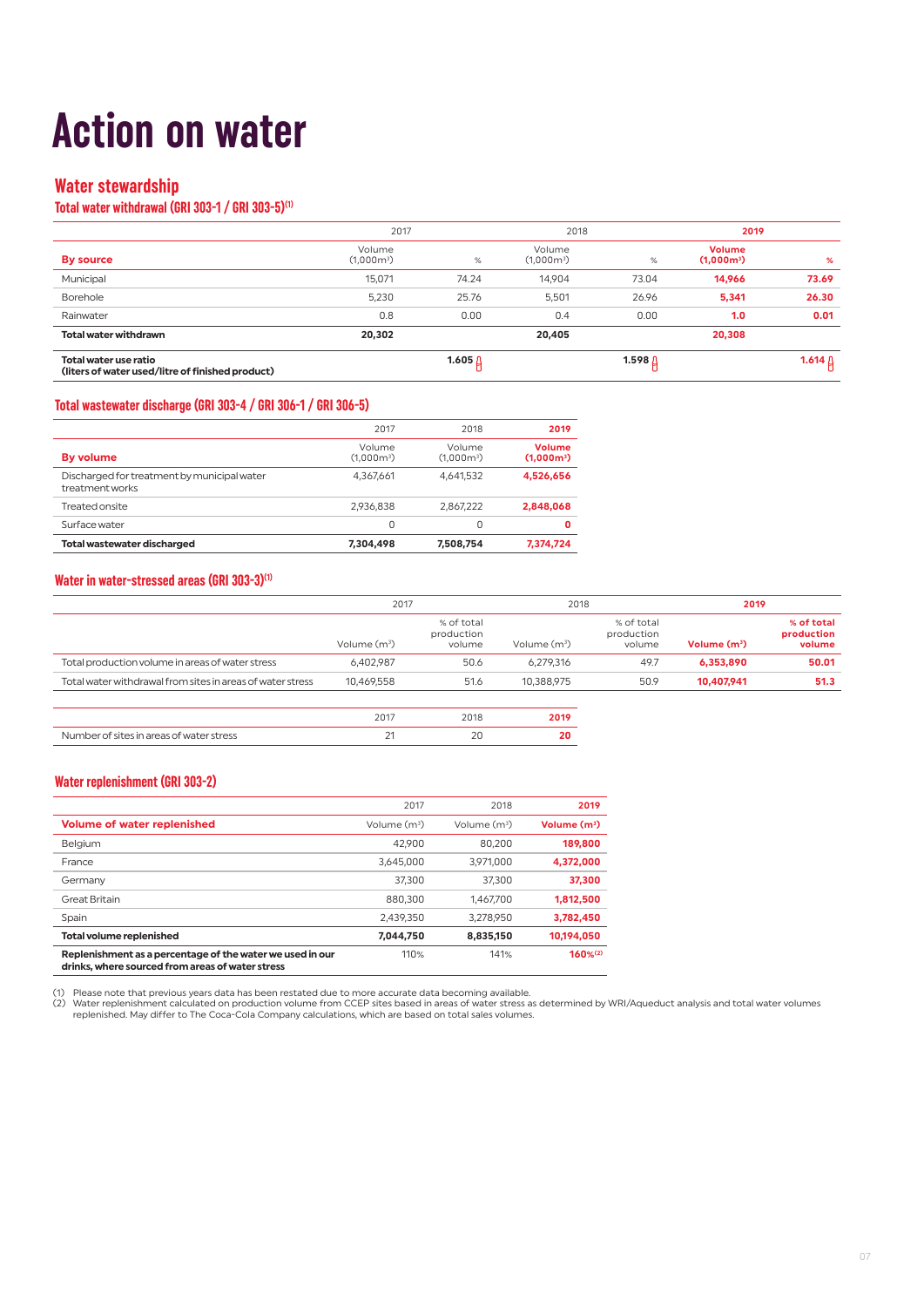# Action on water

## Water stewardship

### Total water withdrawal (GRI 303-1 / GRI 303-5)[1]

| | 2017 | | 2018 | | **2019** | |
|---|---|---|---|---|---|---|
| **By source** | Volume (1,000m³) | % | Volume (1,000m³) | % | **Volume (1,000m³)** | **%** |
| Municipal | 15,071 | 74.24 | 14,904 | 73.04 | **14,966** | **73.69** |
| Borehole | 5,230 | 25.76 | 5,501 | 26.96 | **5,341** | **26.30** |
| Rainwater | 0.8 | 0.00 | 0.4 | 0.00 | **1.0** | **0.01** |
| **Total water withdrawn** | **20,302** | | **20,405** | | **20,308** | |
| **Total water use ratio (liters of water used/litre of finished product)** | | **1.605** | | **1.598** | | **1.614** |

### Total wastewater discharge (GRI 303-4 / GRI 306-1 / GRI 306-5)

| | 2017 | 2018 | **2019** |
|---|---|---|---|
| **By volume** | Volume (1,000m³) | Volume (1,000m³) | **Volume (1,000m³)** |
| Discharged for treatment by municipal water treatment works | 4,367,661 | 4,641,532 | **4,526,656** |
| Treated onsite | 2,936,838 | 2,867,222 | **2,848,068** |
| Surface water | 0 | 0 | **0** |
| **Total wastewater discharged** | **7,304,498** | **7,508,754** | **7,374,724** |

### Water in water-stressed areas (GRI 303-3)[1]

| | 2017 | | 2018 | | **2019** | |
|---|---|---|---|---|---|---|
| | Volume (m³) | % of total production volume | Volume (m³) | % of total production volume | **Volume (m³)** | **% of total production volume** |
| Total production volume in areas of water stress | 6,402,987 | 50.6 | 6,279,316 | 49.7 | **6,353,890** | **50.01** |
| Total water withdrawal from sites in areas of water stress | 10,469,558 | 51.6 | 10,388,975 | 50.9 | **10,407,941** | **51.3** |

| | 2017 | 2018 | **2019** |
|---|---|---|---|
| Number of sites in areas of water stress | 21 | 20 | **20** |

### Water replenishment (GRI 303-2)

| | 2017 | 2018 | **2019** |
|---|---|---|---|
| **Volume of water replenished** | Volume (m³) | Volume (m³) | **Volume (m³)** |
| Belgium | 42,900 | 80,200 | **189,800** |
| France | 3,645,000 | 3,971,000 | **4,372,000** |
| Germany | 37,300 | 37,300 | **37,300** |
| Great Britain | 880,300 | 1,467,700 | **1,812,500** |
| Spain | 2,439,350 | 3,278,950 | **3,782,450** |
| **Total volume replenished** | **7,044,750** | **8,835,150** | **10,194,050** |
| **Replenishment as a percentage of the water we used in our drinks, where sourced from areas of water stress** | 110% | 141% | **160%[2]** |

(1) Please note that previous years data has been restated due to more accurate data becoming available.
(2) Water replenishment calculated on production volume from CCEP sites based in areas of water stress as determined by WRI/Aqueduct analysis and total water volumes replenished. May differ to The Coca-Cola Company calculations, which are based on total sales volumes.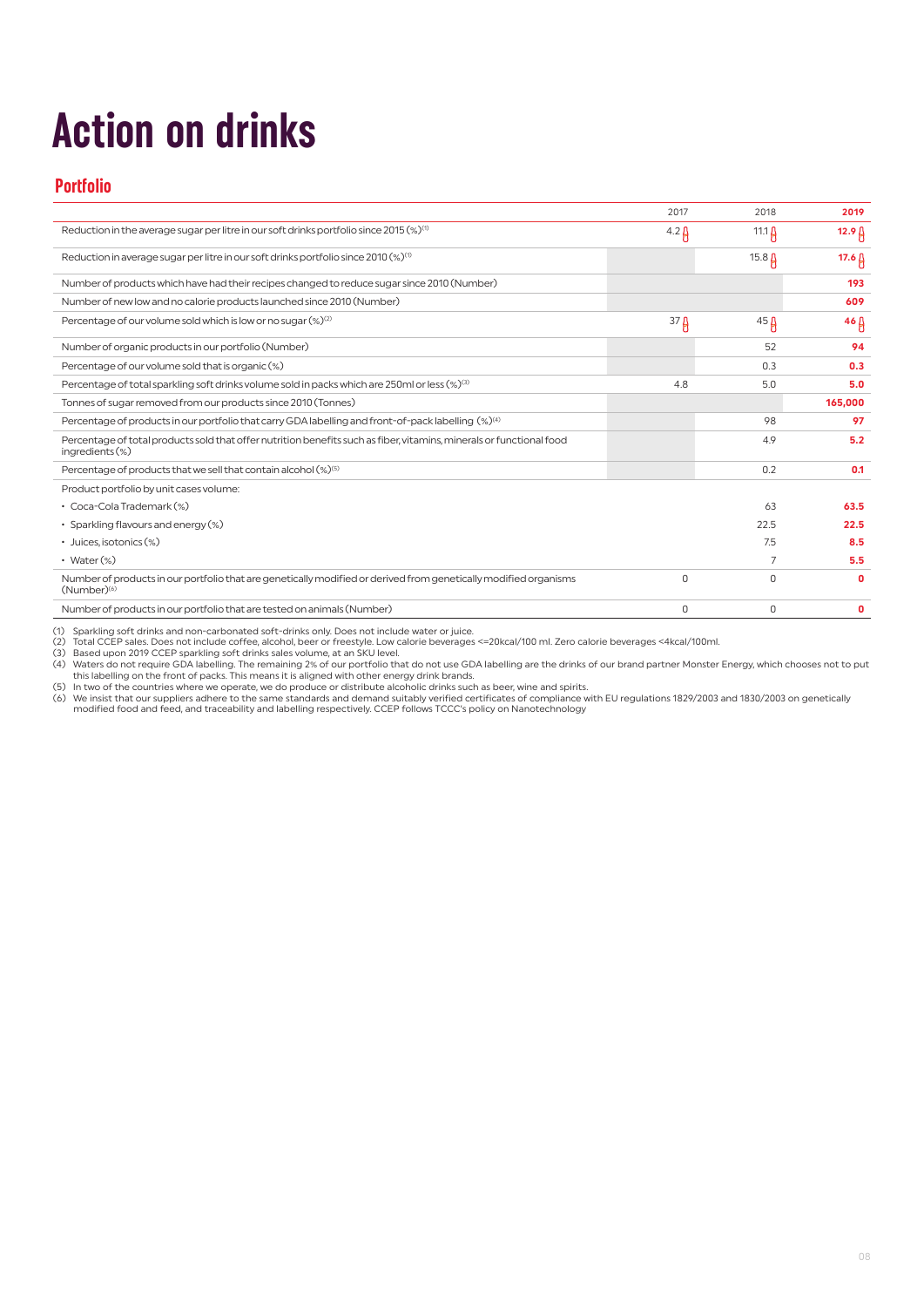# Action on drinks

## Portfolio

| | 2017 | 2018 | 2019 |
|---|---|---|---|
| Reduction in the average sugar per litre in our soft drinks portfolio since 2015 (%)[1] | 4.2 | 11.1 | **12.9** |
| Reduction in average sugar per litre in our soft drinks portfolio since 2010 (%)[1] | | 15.8 | **17.6** |
| Number of products which have had their recipes changed to reduce sugar since 2010 (Number) | | | **193** |
| Number of new low and no calorie products launched since 2010 (Number) | | | **609** |
| Percentage of our volume sold which is low or no sugar (%)[2] | 37 | 45 | **46** |
| Number of organic products in our portfolio (Number) | | 52 | **94** |
| Percentage of our volume sold that is organic (%) | | 0.3 | **0.3** |
| Percentage of total sparkling soft drinks volume sold in packs which are 250ml or less (%)[3] | 4.8 | 5.0 | **5.0** |
| Tonnes of sugar removed from our products since 2010 (Tonnes) | | | **165,000** |
| Percentage of products in our portfolio that carry GDA labelling and front-of-pack labelling (%)[4] | | 98 | **97** |
| Percentage of total products sold that offer nutrition benefits such as fiber, vitamins, minerals or functional food ingredients (%) | | 4.9 | **5.2** |
| Percentage of products that we sell that contain alcohol (%)[5] | | 0.2 | **0.1** |
| Product portfolio by unit cases volume: | | | |
| • Coca-Cola Trademark (%) | | 63 | **63.5** |
| • Sparkling flavours and energy (%) | | 22.5 | **22.5** |
| • Juices, isotonics (%) | | 7.5 | **8.5** |
| • Water (%) | | 7 | **5.5** |
| Number of products in our portfolio that are genetically modified or derived from genetically modified organisms (Number)[6] | 0 | 0 | **0** |
| Number of products in our portfolio that are tested on animals (Number) | 0 | 0 | **0** |

(1) Sparkling soft drinks and non-carbonated soft-drinks only. Does not include water or juice.
(2) Total CCEP sales. Does not include coffee, alcohol, beer or freestyle. Low calorie beverages <=20kcal/100 ml. Zero calorie beverages <4kcal/100ml.
(3) Based upon 2019 CCEP sparkling soft drinks sales volume, at an SKU level.
(4) Waters do not require GDA labelling. The remaining 2% of our portfolio that do not use GDA labelling are the drinks of our brand partner Monster Energy, which chooses not to put this labelling on the front of packs. This means it is aligned with other energy drink brands.
(5) In two of the countries where we operate, we do produce or distribute alcoholic drinks such as beer, wine and spirits.
(6) We insist that our suppliers adhere to the same standards and demand suitably verified certificates of compliance with EU regulations 1829/2003 and 1830/2003 on genetically modified food and feed, and traceability and labelling respectively. CCEP follows TCCC's policy on Nanotechnology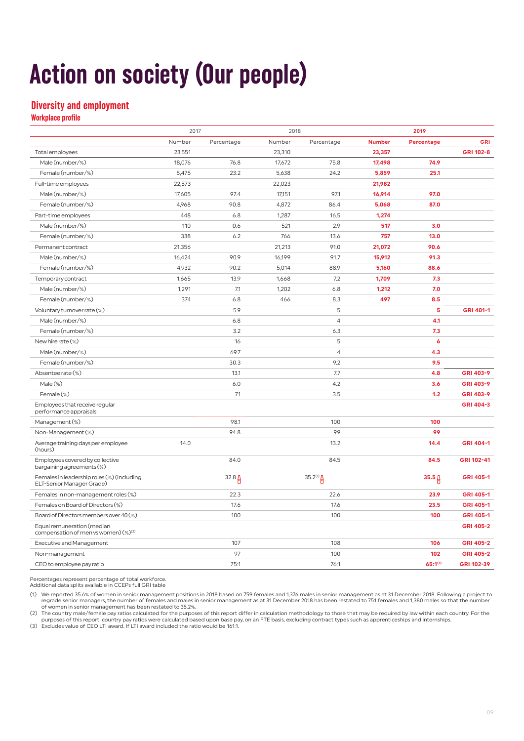# Action on society (Our people)

## Diversity and employment

### Workplace profile

| | 2017 | | 2018 | | 2019 | | |
|---|---|---|---|---|---|---|---|
| | Number | Percentage | Number | Percentage | **Number** | **Percentage** | **GRI** |
| Total employees | 23,551 | | 23,310 | | **23,357** | | **GRI 102-8** |
| Male (number/%) | 18,076 | 76.8 | 17,672 | 75.8 | **17,498** | **74.9** | |
| Female (number/%) | 5,475 | 23.2 | 5,638 | 24.2 | **5,859** | **25.1** | |
| Full-time employees | 22,573 | | 22,023 | | **21,982** | | |
| Male (number/%) | 17,605 | 97.4 | 17,151 | 97.1 | **16,914** | **97.0** | |
| Female (number/%) | 4,968 | 90.8 | 4,872 | 86.4 | **5,068** | **87.0** | |
| Part-time employees | 448 | 6.8 | 1,287 | 16.5 | **1,274** | | |
| Male (number/%) | 110 | 0.6 | 521 | 2.9 | **517** | **3.0** | |
| Female (number/%) | 338 | 6.2 | 766 | 13.6 | **757** | **13.0** | |
| Permanent contract | 21,356 | | 21,213 | 91.0 | **21,072** | **90.6** | |
| Male (number/%) | 16,424 | 90.9 | 16,199 | 91.7 | **15,912** | **91.3** | |
| Female (number/%) | 4,932 | 90.2 | 5,014 | 88.9 | **5,160** | **88.6** | |
| Temporary contract | 1,665 | 13.9 | 1,668 | 7.2 | **1,709** | **7.3** | |
| Male (number/%) | 1,291 | 7.1 | 1,202 | 6.8 | **1,212** | **7.0** | |
| Female (number/%) | 374 | 6.8 | 466 | 8.3 | **497** | **8.5** | |
| Voluntary turnover rate (%) | | 5.9 | | 5 | | **5** | **GRI 401-1** |
| Male (number/%) | | 6.8 | | 4 | | **4.1** | |
| Female (number/%) | | 3.2 | | 6.3 | | **7.3** | |
| New hire rate (%) | | 16 | | 5 | | **6** | |
| Male (number/%) | | 69.7 | | 4 | | **4.3** | |
| Female (number/%) | | 30.3 | | 9.2 | | **9.5** | |
| Absentee rate (%) | | 13.1 | | 7.7 | | **4.8** | **GRI 403-9** |
| Male (%) | | 6.0 | | 4.2 | | **3.6** | **GRI 403-9** |
| Female (%) | | 7.1 | | 3.5 | | **1.2** | **GRI 403-9** |
| Employees that receive regular performance appraisals | | | | | | | **GRI 404-3** |
| Management (%) | | 98.1 | | 100 | | **100** | |
| Non-Management (%) | | 94.8 | | 99 | | **99** | |
| Average training days per employee (hours) | 14.0 | | | 13.2 | | **14.4** | **GRI 404-1** |
| Employees covered by collective bargaining agreements (%) | | 84.0 | | 84.5 | | **84.5** | **GRI 102-41** |
| Females in leadership roles (%) (including ELT-Senior Manager Grade) | | 32.8 | | 35.2[1] | | **35.5** | **GRI 405-1** |
| Females in non-management roles (%) | | 22.3 | | 22.6 | | **23.9** | **GRI 405-1** |
| Females on Board of Directors (%) | | 17.6 | | 17.6 | | **23.5** | **GRI 405-1** |
| Board of Directors members over 40 (%) | | 100 | | 100 | | **100** | **GRI 405-1** |
| Equal remuneration (median compensation of men vs women) (%)[2] | | | | | | | **GRI 405-2** |
| Executive and Management | | 107 | | 108 | | **106** | **GRI 405-2** |
| Non-management | | 97 | | 100 | | **102** | **GRI 405-2** |
| CEO to employee pay ratio | | 75:1 | | 76:1 | | **65:1[3]** | **GRI 102-39** |

Percentages represent percentage of total workforce.
Additional data splits available in CCEPs full GRI table

(1) We reported 35.6% of women in senior management positions in 2018 based on 759 females and 1,376 males in senior management as at 31 December 2018. Following a project to regrade senior managers, the number of females and males in senior management as at 31 December 2018 has been restated to 751 females and 1,380 males so that the number of women in senior management has been restated to 35.2%.

(2) The country male/female pay ratios calculated for the purposes of this report differ in calculation methodology to those that may be required by law within each country. For the purposes of this report, country pay ratios were calculated based upon base pay, on an FTE basis, excluding contract types such as apprenticeships and internships.

(3) Excludes value of CEO LTI award. If LTI award included the ratio would be 161:1.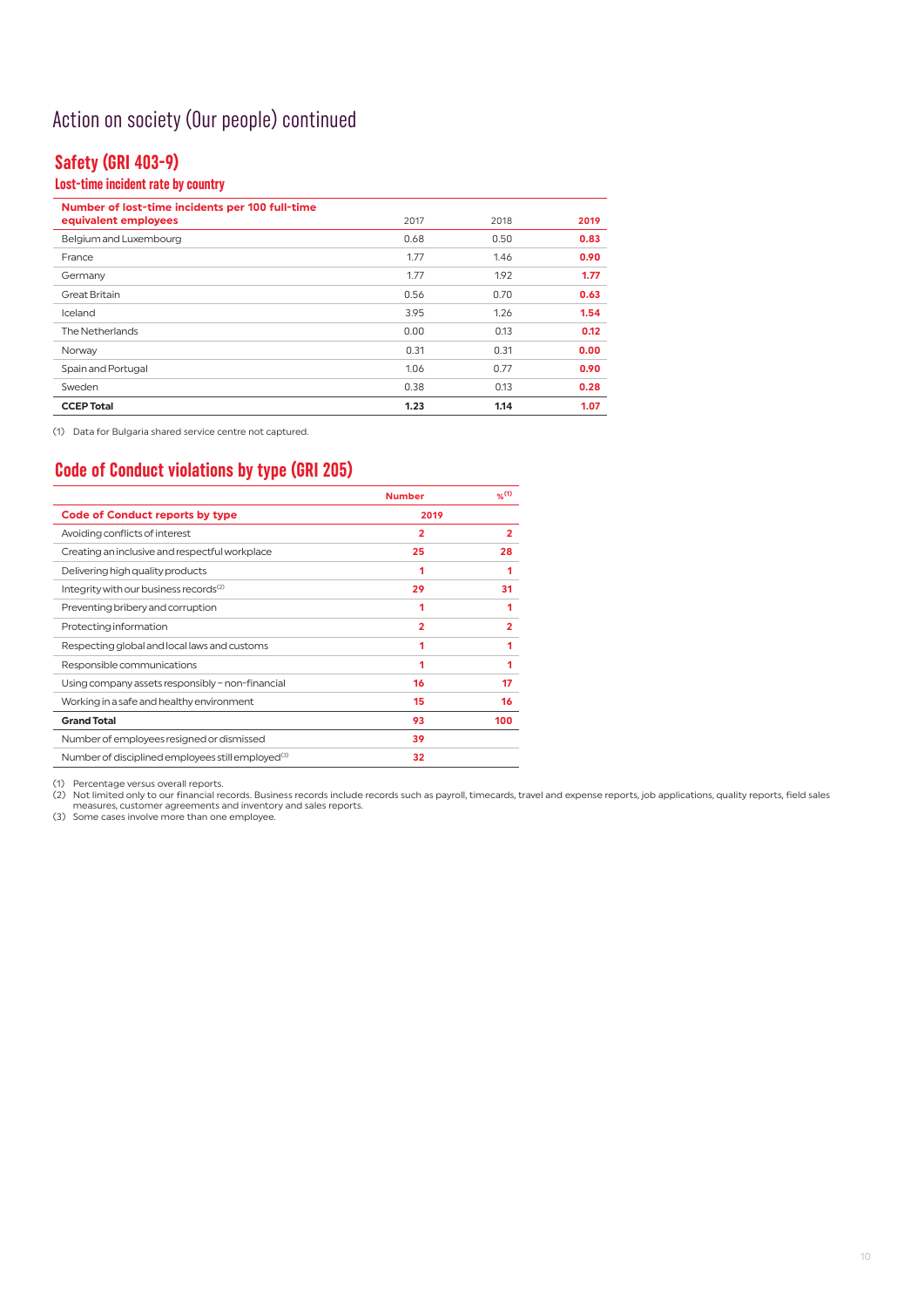# Action on society (Our people) continued

## Safety (GRI 403-9)

### Lost-time incident rate by country

| Number of lost-time incidents per 100 full-time equivalent employees | 2017 | 2018 | 2019 |
|---|---|---|---|
| Belgium and Luxembourg | 0.68 | 0.50 | **0.83** |
| France | 1.77 | 1.46 | **0.90** |
| Germany | 1.77 | 1.92 | **1.77** |
| Great Britain | 0.56 | 0.70 | **0.63** |
| Iceland | 3.95 | 1.26 | **1.54** |
| The Netherlands | 0.00 | 0.13 | **0.12** |
| Norway | 0.31 | 0.31 | **0.00** |
| Spain and Portugal | 1.06 | 0.77 | **0.90** |
| Sweden | 0.38 | 0.13 | **0.28** |
| **CCEP Total** | **1.23** | **1.14** | **1.07** |

(1) Data for Bulgaria shared service centre not captured.

## Code of Conduct violations by type (GRI 205)

| | Number | %[1] |
|---|---|---|
| **Code of Conduct reports by type** | **2019** | |
| Avoiding conflicts of interest | **2** | **2** |
| Creating an inclusive and respectful workplace | **25** | **28** |
| Delivering high quality products | **1** | **1** |
| Integrity with our business records[2] | **29** | **31** |
| Preventing bribery and corruption | **1** | **1** |
| Protecting information | **2** | **2** |
| Respecting global and local laws and customs | **1** | **1** |
| Responsible communications | **1** | **1** |
| Using company assets responsibly – non-financial | **16** | **17** |
| Working in a safe and healthy environment | **15** | **16** |
| **Grand Total** | **93** | **100** |
| Number of employees resigned or dismissed | **39** | |
| Number of disciplined employees still employed[3] | **32** | |

(1) Percentage versus overall reports.
(2) Not limited only to our financial records. Business records include records such as payroll, timecards, travel and expense reports, job applications, quality reports, field sales measures, customer agreements and inventory and sales reports.
(3) Some cases involve more than one employee.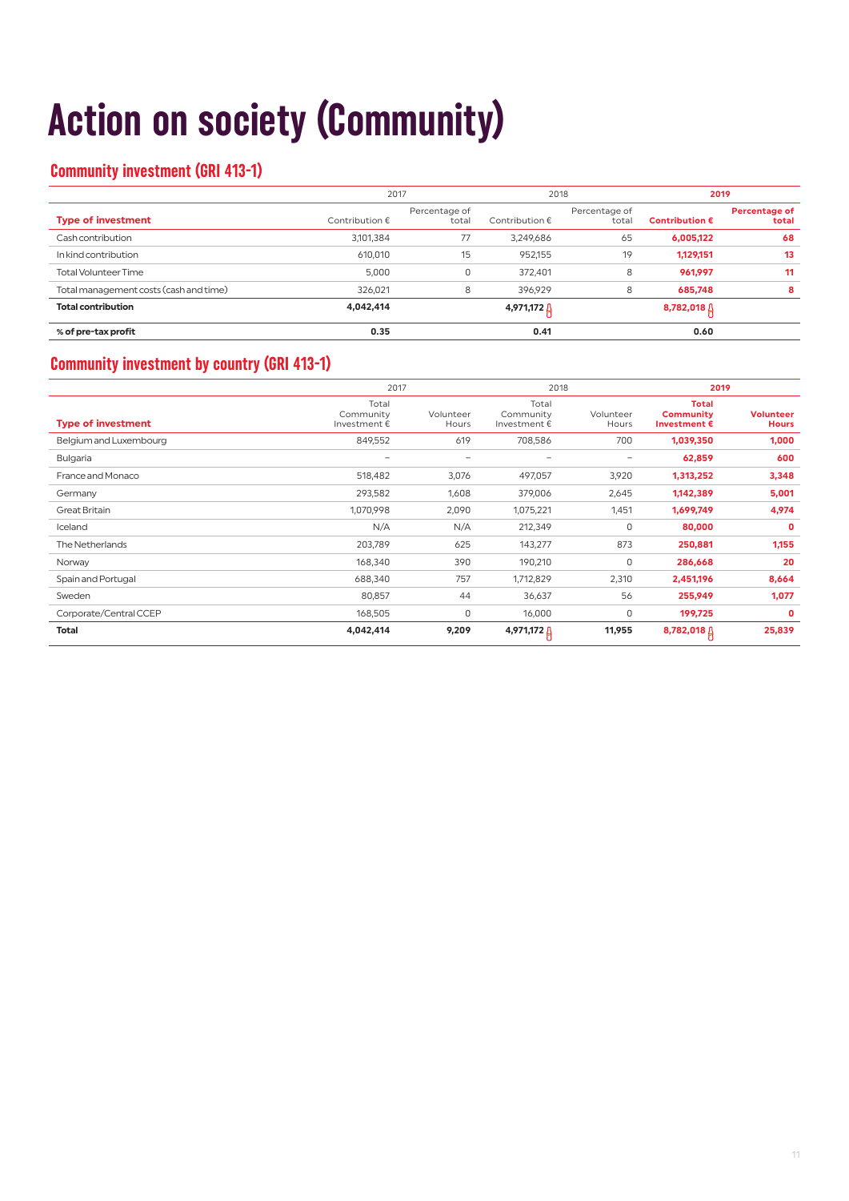# Action on society (Community)

## Community investment (GRI 413-1)

| | 2017 | | 2018 | | 2019 | |
|---|---|---|---|---|---|---|
| **Type of investment** | Contribution € | Percentage of total | Contribution € | Percentage of total | **Contribution €** | **Percentage of total** |
| Cash contribution | 3,101,384 | 77 | 3,249,686 | 65 | **6,005,122** | **68** |
| In kind contribution | 610,010 | 15 | 952,155 | 19 | **1,129,151** | **13** |
| Total Volunteer Time | 5,000 | 0 | 372,401 | 8 | **961,997** | **11** |
| Total management costs (cash and time) | 326,021 | 8 | 396,929 | 8 | **685,748** | **8** |
| **Total contribution** | **4,042,414** | | **4,971,172** | | **8,782,018** | |
| **% of pre-tax profit** | **0.35** | | **0.41** | | **0.60** | |

## Community investment by country (GRI 413-1)

| | 2017 | | 2018 | | 2019 | |
|---|---|---|---|---|---|---|
| **Type of investment** | Total Community Investment € | Volunteer Hours | Total Community Investment € | Volunteer Hours | **Total Community Investment €** | **Volunteer Hours** |
| Belgium and Luxembourg | 849,552 | 619 | 708,586 | 700 | **1,039,350** | **1,000** |
| Bulgaria | – | – | – | – | **62,859** | **600** |
| France and Monaco | 518,482 | 3,076 | 497,057 | 3,920 | **1,313,252** | **3,348** |
| Germany | 293,582 | 1,608 | 379,006 | 2,645 | **1,142,389** | **5,001** |
| Great Britain | 1,070,998 | 2,090 | 1,075,221 | 1,451 | **1,699,749** | **4,974** |
| Iceland | N/A | N/A | 212,349 | 0 | **80,000** | **0** |
| The Netherlands | 203,789 | 625 | 143,277 | 873 | **250,881** | **1,155** |
| Norway | 168,340 | 390 | 190,210 | 0 | **286,668** | **20** |
| Spain and Portugal | 688,340 | 757 | 1,712,829 | 2,310 | **2,451,196** | **8,664** |
| Sweden | 80,857 | 44 | 36,637 | 56 | **255,949** | **1,077** |
| Corporate/Central CCEP | 168,505 | 0 | 16,000 | 0 | **199,725** | **0** |
| **Total** | **4,042,414** | **9,209** | **4,971,172** | **11,955** | **8,782,018** | **25,839** |